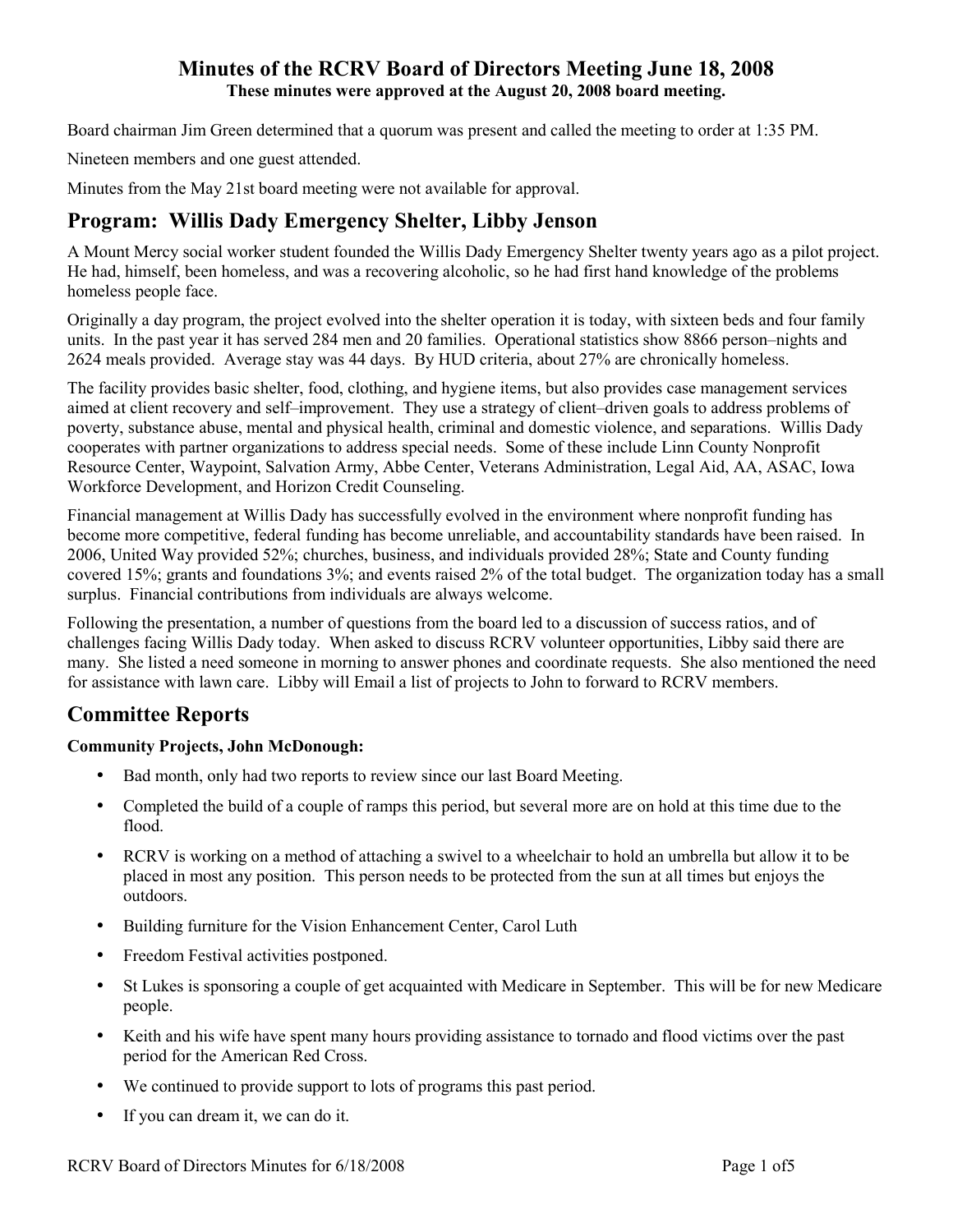# Minutes of the RCRV Board of Directors Meeting June 18, 2008

**These minutes were approved at the August 20, 2008 board meeting.**

Board chairman Jim Green determined that a quorum was present and called the meeting to order at 1:35 PM.

Nineteen members and one guest attended.

Minutes from the May 21st board meeting were not available for approval.

## Program: Willis Dady Emergency Shelter, Libby Jenson

A Mount Mercy social worker student founded the Willis Dady Emergency Shelter twenty years ago as a pilot project. He had, himself, been homeless, and was a recovering alcoholic, so he had first hand knowledge of the problems homeless people face.

Originally a day program, the project evolved into the shelter operation it is today, with sixteen beds and four family units. In the past year it has served 284 men and 20 families. Operational statistics show 8866 person–nights and 2624 meals provided. Average stay was 44 days. By HUD criteria, about 27% are chronically homeless.

The facility provides basic shelter, food, clothing, and hygiene items, but also provides case management services aimed at client recovery and self–improvement. They use a strategy of client–driven goals to address problems of poverty, substance abuse, mental and physical health, criminal and domestic violence, and separations. Willis Dady cooperates with partner organizations to address special needs. Some of these include Linn County Nonprofit Resource Center, Waypoint, Salvation Army, Abbe Center, Veterans Administration, Legal Aid, AA, ASAC, Iowa Workforce Development, and Horizon Credit Counseling.

Financial management at Willis Dady has successfully evolved in the environment where nonprofit funding has become more competitive, federal funding has become unreliable, and accountability standards have been raised. In 2006, United Way provided 52%; churches, business, and individuals provided 28%; State and County funding covered 15%; grants and foundations 3%; and events raised 2% of the total budget. The organization today has a small surplus. Financial contributions from individuals are always welcome.

Following the presentation, a number of questions from the board led to a discussion of success ratios, and of challenges facing Willis Dady today. When asked to discuss RCRV volunteer opportunities, Libby said there are many. She listed a need someone in morning to answer phones and coordinate requests. She also mentioned the need for assistance with lawn care. Libby will Email a list of projects to John to forward to RCRV members.

## Committee Reports

**Community Projects, John McDonough:**

- Bad month, only had two reports to review since our last Board Meeting.
- Completed the build of a couple of ramps this period, but several more are on hold at this time due to the flood.
- RCRV is working on a method of attaching a swivel to a wheelchair to hold an umbrella but allow it to be placed in most any position. This person needs to be protected from the sun at all times but enjoys the outdoors.
- Building furniture for the Vision Enhancement Center, Carol Luth
- Freedom Festival activities postponed.
- St Lukes is sponsoring a couple of get acquainted with Medicare in September. This will be for new Medicare people.
- Keith and his wife have spent many hours providing assistance to tornado and flood victims over the past period for the American Red Cross.
- We continued to provide support to lots of programs this past period.
- If you can dream it, we can do it.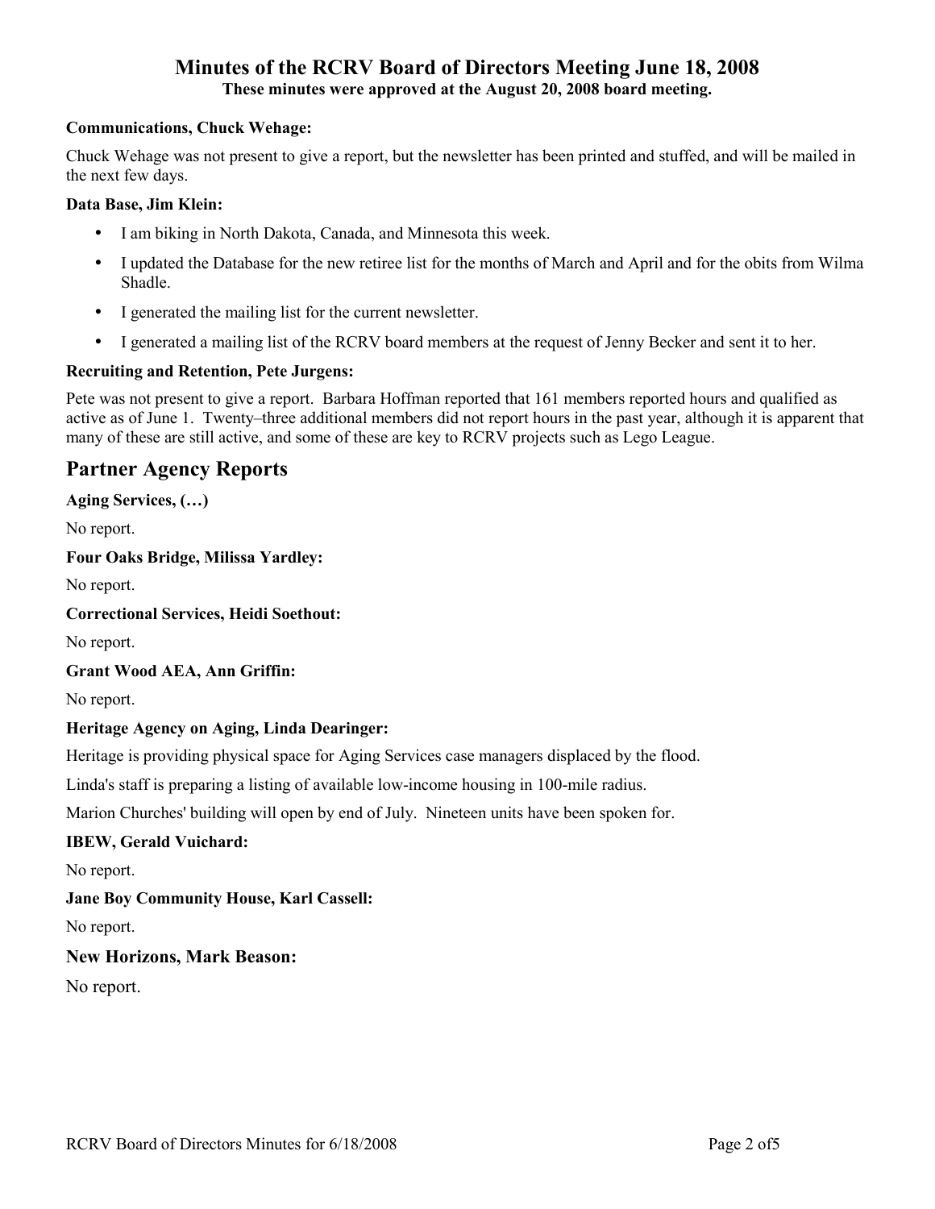# Minutes of the RCRV Board of Directors Meeting June 18, 2008

**These minutes were approved at the August 20, 2008 board meeting.**

**Communications, Chuck Wehage:**

Chuck Wehage was not present to give a report, but the newsletter has been printed and stuffed, and will be mailed in the next few days.

**Data Base, Jim Klein:**

- I am biking in North Dakota, Canada, and Minnesota this week.
- I updated the Database for the new retiree list for the months of March and April and for the obits from Wilma Shadle.
- I generated the mailing list for the current newsletter.
- I generated a mailing list of the RCRV board members at the request of Jenny Becker and sent it to her.

**Recruiting and Retention, Pete Jurgens:**

Pete was not present to give a report. Barbara Hoffman reported that 161 members reported hours and qualified as active as of June 1. Twenty–three additional members did not report hours in the past year, although it is apparent that many of these are still active, and some of these are key to RCRV projects such as Lego League.

## Partner Agency Reports

**Aging Services, (…)**

No report.

**Four Oaks Bridge, Milissa Yardley:**

No report.

**Correctional Services, Heidi Soethout:**

No report.

**Grant Wood AEA, Ann Griffin:**

No report.

**Heritage Agency on Aging, Linda Dearinger:**

Heritage is providing physical space for Aging Services case managers displaced by the flood.

Linda's staff is preparing a listing of available low-income housing in 100-mile radius.

Marion Churches' building will open by end of July. Nineteen units have been spoken for.

**IBEW, Gerald Vuichard:**

No report.

**Jane Boy Community House, Karl Cassell:**

No report.

**New Horizons, Mark Beason:**

No report.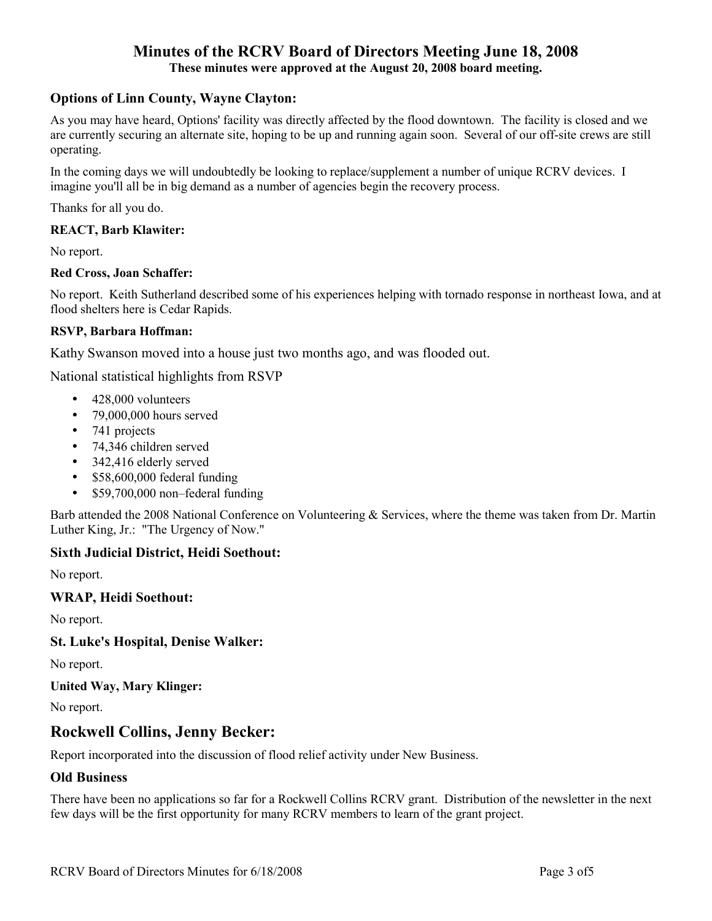# Minutes of the RCRV Board of Directors Meeting June 18, 2008

**These minutes were approved at the August 20, 2008 board meeting.**

### Options of Linn County, Wayne Clayton:

As you may have heard, Options' facility was directly affected by the flood downtown. The facility is closed and we are currently securing an alternate site, hoping to be up and running again soon. Several of our off-site crews are still operating.

In the coming days we will undoubtedly be looking to replace/supplement a number of unique RCRV devices. I imagine you'll all be in big demand as a number of agencies begin the recovery process.

Thanks for all you do.

#### REACT, Barb Klawiter:

No report.

#### Red Cross, Joan Schaffer:

No report. Keith Sutherland described some of his experiences helping with tornado response in northeast Iowa, and at flood shelters here is Cedar Rapids.

#### RSVP, Barbara Hoffman:

Kathy Swanson moved into a house just two months ago, and was flooded out.

National statistical highlights from RSVP

- 428,000 volunteers
- 79,000,000 hours served
- 741 projects
- 74,346 children served
- 342,416 elderly served
- $58,600,000 federal funding
- $59,700,000 non–federal funding

Barb attended the 2008 National Conference on Volunteering & Services, where the theme was taken from Dr. Martin Luther King, Jr.: "The Urgency of Now."

### Sixth Judicial District, Heidi Soethout:

No report.

### WRAP, Heidi Soethout:

No report.

### St. Luke's Hospital, Denise Walker:

No report.

#### United Way, Mary Klinger:

No report.

## Rockwell Collins, Jenny Becker:

Report incorporated into the discussion of flood relief activity under New Business.

### Old Business

There have been no applications so far for a Rockwell Collins RCRV grant. Distribution of the newsletter in the next few days will be the first opportunity for many RCRV members to learn of the grant project.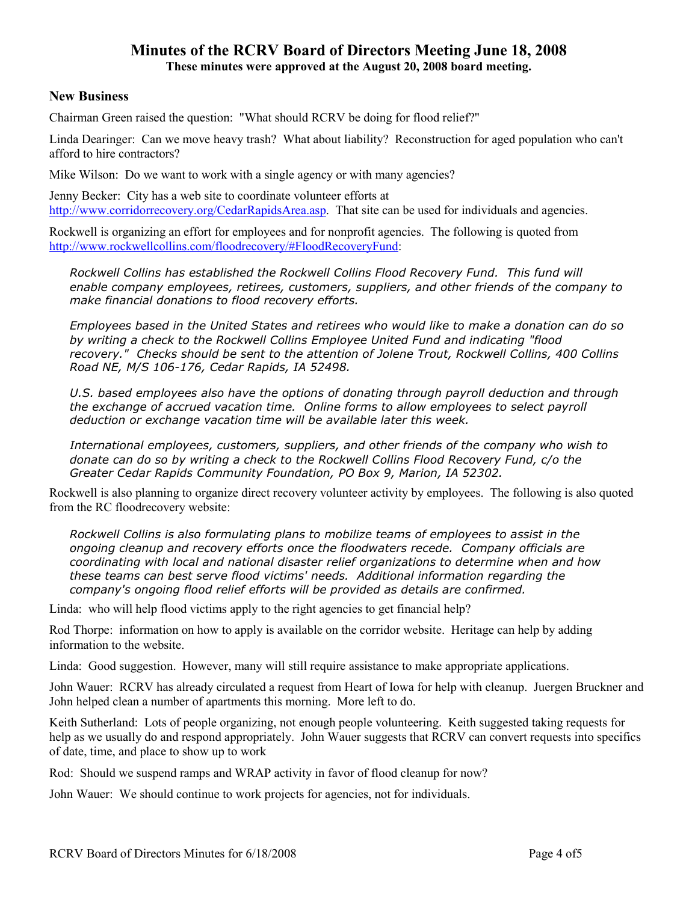# Minutes of the RCRV Board of Directors Meeting June 18, 2008

**These minutes were approved at the August 20, 2008 board meeting.**

### New Business

Chairman Green raised the question: "What should RCRV be doing for flood relief?"

Linda Dearinger: Can we move heavy trash? What about liability? Reconstruction for aged population who can't afford to hire contractors?

Mike Wilson: Do we want to work with a single agency or with many agencies?

Jenny Becker: City has a web site to coordinate volunteer efforts at http://www.corridorrecovery.org/CedarRapidsArea.asp. That site can be used for individuals and agencies.

Rockwell is organizing an effort for employees and for nonprofit agencies. The following is quoted from http://www.rockwellcollins.com/floodrecovery/#FloodRecoveryFund:

> *Rockwell Collins has established the Rockwell Collins Flood Recovery Fund. This fund will enable company employees, retirees, customers, suppliers, and other friends of the company to make financial donations to flood recovery efforts.*
>
> *Employees based in the United States and retirees who would like to make a donation can do so by writing a check to the Rockwell Collins Employee United Fund and indicating "flood recovery." Checks should be sent to the attention of Jolene Trout, Rockwell Collins, 400 Collins Road NE, M/S 106-176, Cedar Rapids, IA 52498.*
>
> *U.S. based employees also have the options of donating through payroll deduction and through the exchange of accrued vacation time. Online forms to allow employees to select payroll deduction or exchange vacation time will be available later this week.*
>
> *International employees, customers, suppliers, and other friends of the company who wish to donate can do so by writing a check to the Rockwell Collins Flood Recovery Fund, c/o the Greater Cedar Rapids Community Foundation, PO Box 9, Marion, IA 52302.*

Rockwell is also planning to organize direct recovery volunteer activity by employees. The following is also quoted from the RC floodrecovery website:

> *Rockwell Collins is also formulating plans to mobilize teams of employees to assist in the ongoing cleanup and recovery efforts once the floodwaters recede. Company officials are coordinating with local and national disaster relief organizations to determine when and how these teams can best serve flood victims' needs. Additional information regarding the company's ongoing flood relief efforts will be provided as details are confirmed.*

Linda: who will help flood victims apply to the right agencies to get financial help?

Rod Thorpe: information on how to apply is available on the corridor website. Heritage can help by adding information to the website.

Linda: Good suggestion. However, many will still require assistance to make appropriate applications.

John Wauer: RCRV has already circulated a request from Heart of Iowa for help with cleanup. Juergen Bruckner and John helped clean a number of apartments this morning. More left to do.

Keith Sutherland: Lots of people organizing, not enough people volunteering. Keith suggested taking requests for help as we usually do and respond appropriately. John Wauer suggests that RCRV can convert requests into specifics of date, time, and place to show up to work

Rod: Should we suspend ramps and WRAP activity in favor of flood cleanup for now?

John Wauer: We should continue to work projects for agencies, not for individuals.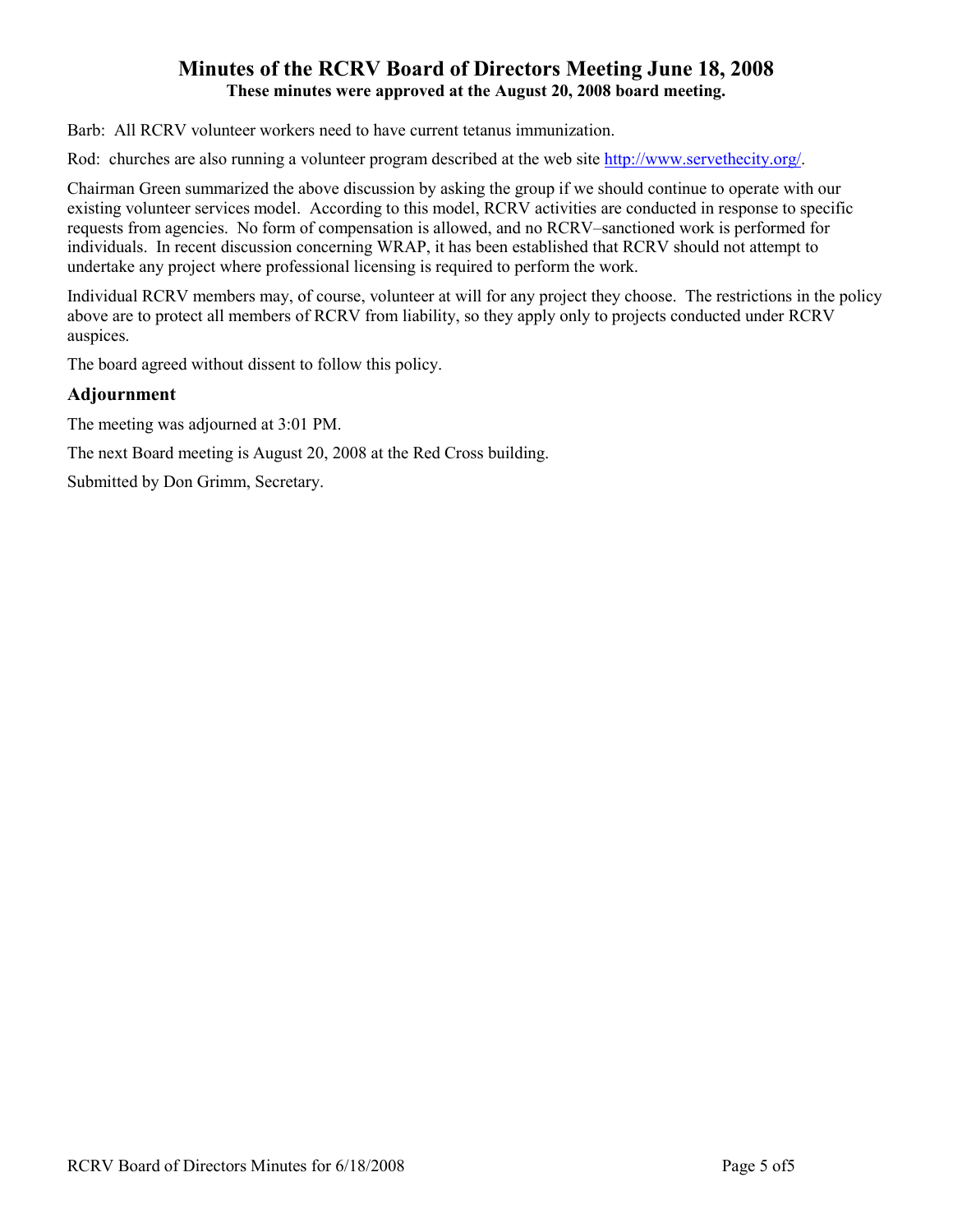# Minutes of the RCRV Board of Directors Meeting June 18, 2008

**These minutes were approved at the August 20, 2008 board meeting.**

Barb: All RCRV volunteer workers need to have current tetanus immunization.

Rod: churches are also running a volunteer program described at the web site http://www.servethecity.org/.

Chairman Green summarized the above discussion by asking the group if we should continue to operate with our existing volunteer services model. According to this model, RCRV activities are conducted in response to specific requests from agencies. No form of compensation is allowed, and no RCRV–sanctioned work is performed for individuals. In recent discussion concerning WRAP, it has been established that RCRV should not attempt to undertake any project where professional licensing is required to perform the work.

Individual RCRV members may, of course, volunteer at will for any project they choose. The restrictions in the policy above are to protect all members of RCRV from liability, so they apply only to projects conducted under RCRV auspices.

The board agreed without dissent to follow this policy.

## Adjournment

The meeting was adjourned at 3:01 PM.

The next Board meeting is August 20, 2008 at the Red Cross building.

Submitted by Don Grimm, Secretary.